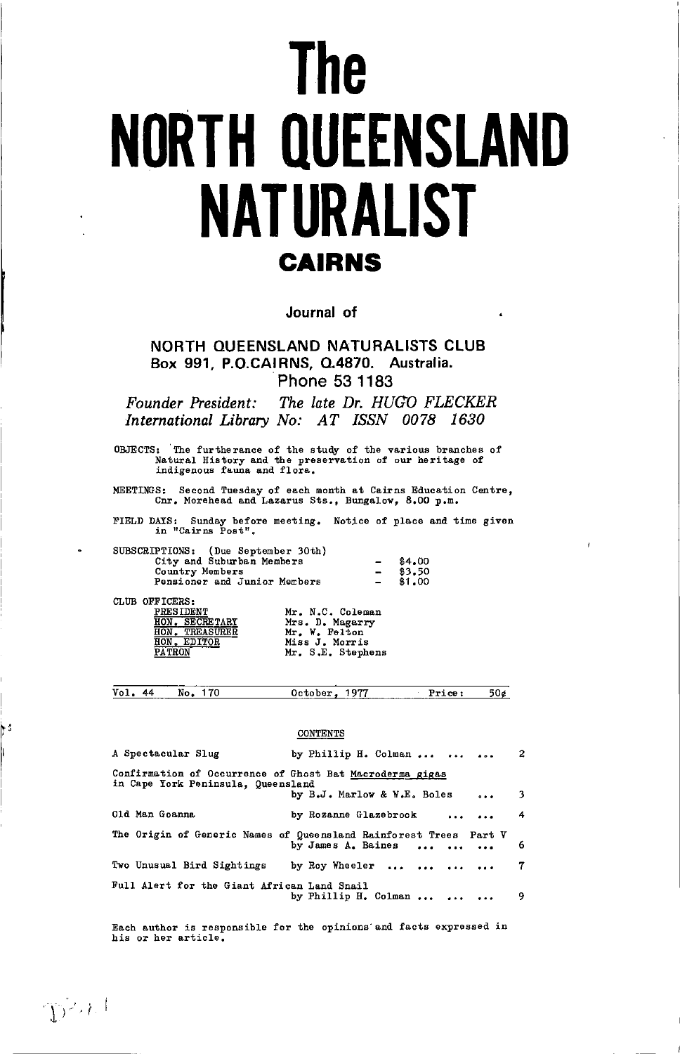# The NORTH QUEENSLAND NATURALIST

## CAIRNS

Journal of

### NORTH QUEENSLAND NATURALISTS CLUB

Box 991, P.O.CAIRNS, Q.4870. Australia.
Phone 53 1183

*Founder President: The late Dr. HUGO FLECKER*
*International Library No: AT ISSN 0078 1630*

OBJECTS: The furtherance of the study of the various branches of Natural History and the preservation of our heritage of indigenous fauna and flora.

MEETINGS: Second Tuesday of each month at Cairns Education Centre, Cnr. Morehead and Lazarus Sts., Bungalow, 8.00 p.m.

FIELD DAYS: Sunday before meeting. Notice of place and time given in "Cairns Post".

SUBSCRIPTIONS: (Due September 30th)

| | | |
|---|---|---|
| City and Suburban Members | - | $4.00 |
| Country Members | - | $3.50 |
| Pensioner and Junior Members | - | $1.00 |

CLUB OFFICERS:

| | |
|---|---|
| PRESIDENT | Mr. N.C. Coleman |
| HON. SECRETARY | Mrs. D. Magarry |
| HON. TREASURER | Mr. W. Felton |
| HON. EDITOR | Miss J. Morris |
| PATRON | Mr. S.E. Stephens |

Vol. 44 No. 170 October, 1977 Price: 50¢

CONTENTS

| | | |
|---|---|---|
| A Spectacular Slug | by Phillip H. Colman ... ... ... | 2 |
| Confirmation of Occurrence of Ghost Bat Macroderma gigas in Cape York Peninsula, Queensland | by B.J. Marlow & W.E. Boles ... | 3 |
| Old Man Goanna | by Rozanne Glazebrook ... ... | 4 |
| The Origin of Generic Names of Queensland Rainforest Trees Part V | by James A. Baines ... ... ... | 6 |
| Two Unusual Bird Sightings | by Roy Wheeler ... ... ... ... | 7 |
| Full Alert for the Giant African Land Snail | by Phillip H. Colman ... ... ... | 9 |

Each author is responsible for the opinions and facts expressed in his or her article.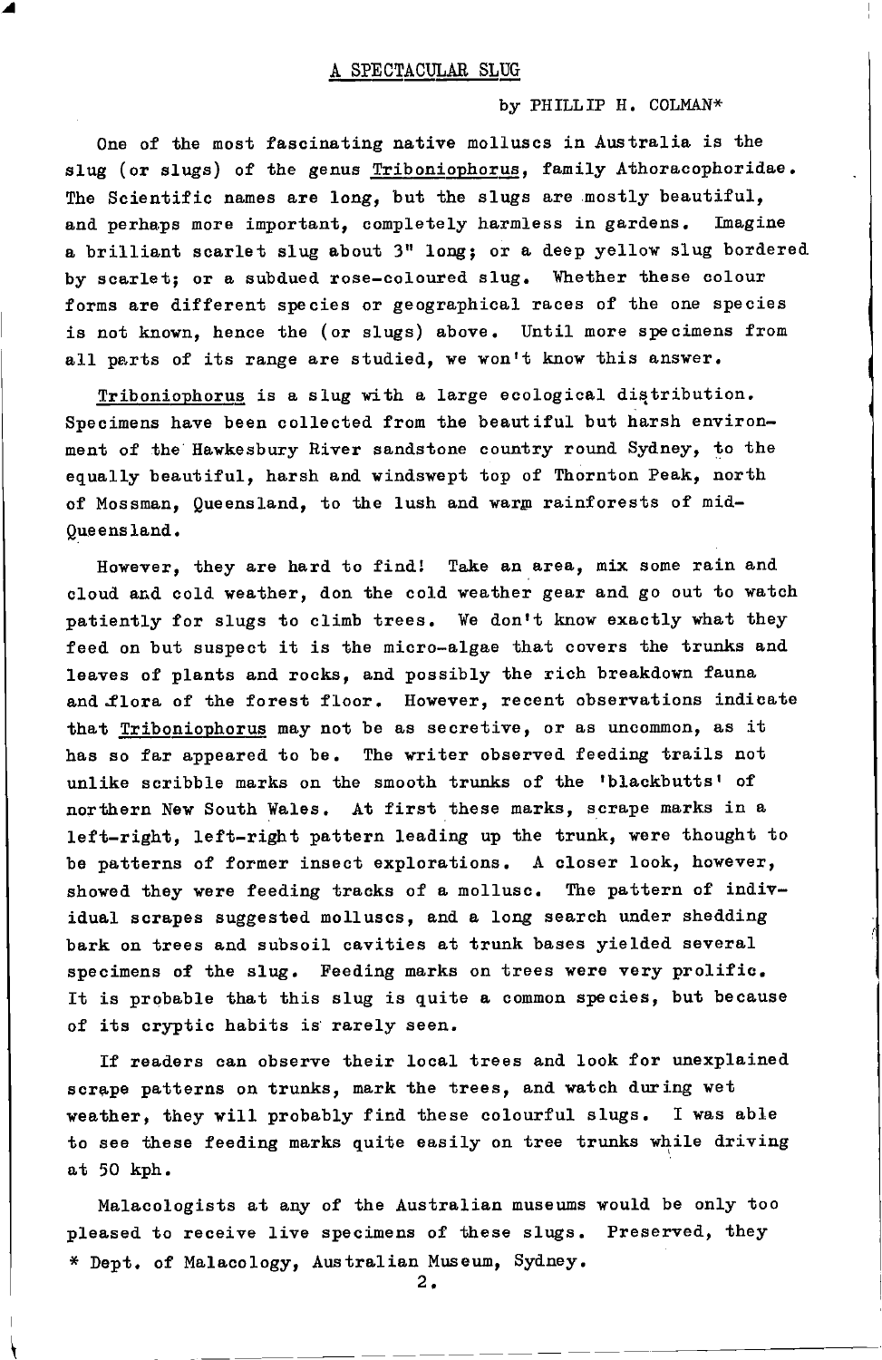# A SPECTACULAR SLUG

by PHILLIP H. COLMAN*

One of the most fascinating native molluscs in Australia is the slug (or slugs) of the genus Triboniophorus, family Athoracophoridae. The Scientific names are long, but the slugs are mostly beautiful, and perhaps more important, completely harmless in gardens. Imagine a brilliant scarlet slug about 3" long; or a deep yellow slug bordered by scarlet; or a subdued rose-coloured slug. Whether these colour forms are different species or geographical races of the one species is not known, hence the (or slugs) above. Until more specimens from all parts of its range are studied, we won't know this answer.

Triboniophorus is a slug with a large ecological distribution. Specimens have been collected from the beautiful but harsh environment of the Hawkesbury River sandstone country round Sydney, to the equally beautiful, harsh and windswept top of Thornton Peak, north of Mossman, Queensland, to the lush and warm rainforests of mid-Queensland.

However, they are hard to find! Take an area, mix some rain and cloud and cold weather, don the cold weather gear and go out to watch patiently for slugs to climb trees. We don't know exactly what they feed on but suspect it is the micro-algae that covers the trunks and leaves of plants and rocks, and possibly the rich breakdown fauna and flora of the forest floor. However, recent observations indicate that Triboniophorus may not be as secretive, or as uncommon, as it has so far appeared to be. The writer observed feeding trails not unlike scribble marks on the smooth trunks of the 'blackbutts' of northern New South Wales. At first these marks, scrape marks in a left-right, left-right pattern leading up the trunk, were thought to be patterns of former insect explorations. A closer look, however, showed they were feeding tracks of a mollusc. The pattern of individual scrapes suggested molluscs, and a long search under shedding bark on trees and subsoil cavities at trunk bases yielded several specimens of the slug. Feeding marks on trees were very prolific. It is probable that this slug is quite a common species, but because of its cryptic habits is rarely seen.

If readers can observe their local trees and look for unexplained scrape patterns on trunks, mark the trees, and watch during wet weather, they will probably find these colourful slugs. I was able to see these feeding marks quite easily on tree trunks while driving at 50 kph.

Malacologists at any of the Australian museums would be only too pleased to receive live specimens of these slugs. Preserved, they

\* Dept. of Malacology, Australian Museum, Sydney.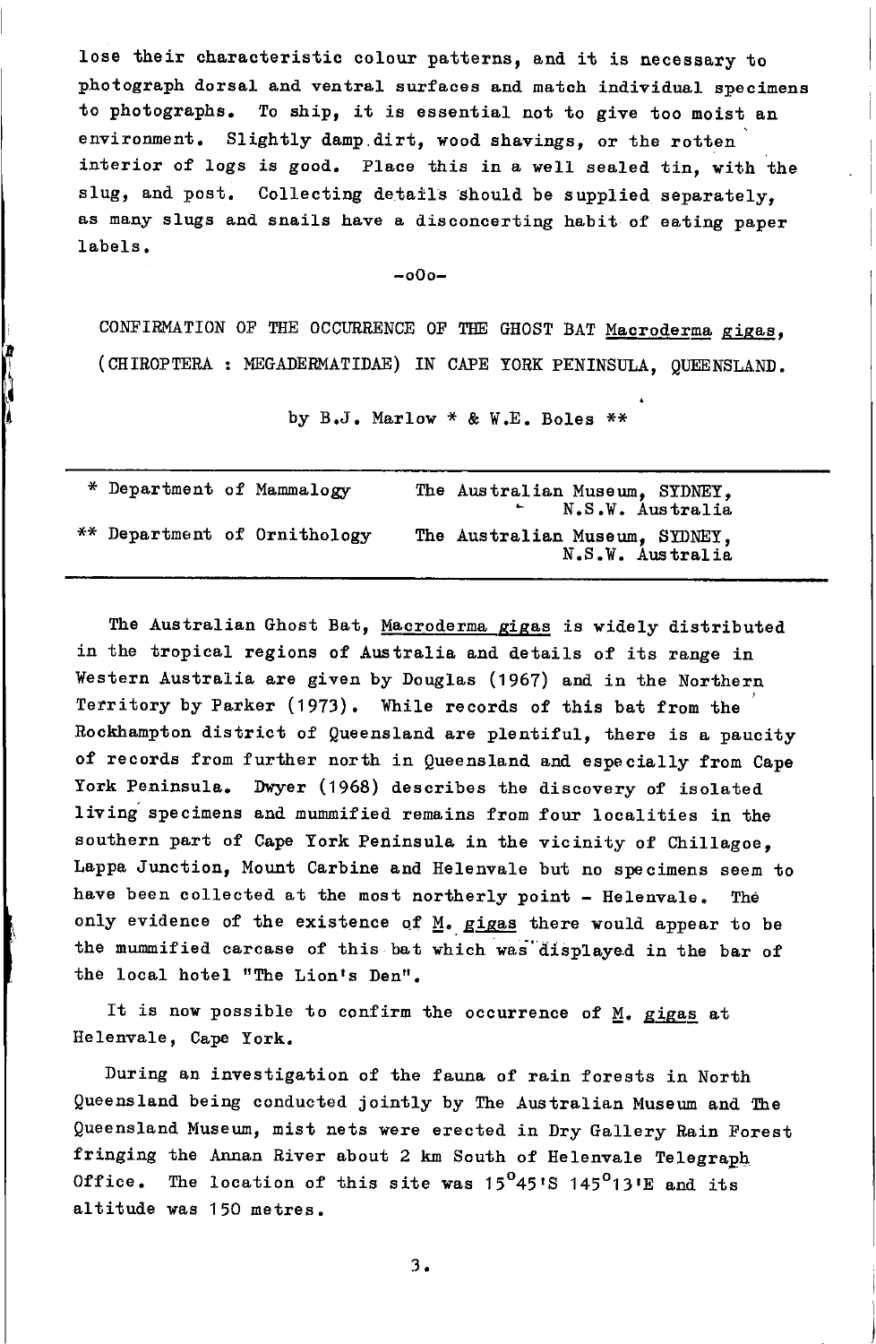lose their characteristic colour patterns, and it is necessary to photograph dorsal and ventral surfaces and match individual specimens to photographs. To ship, it is essential not to give too moist an environment. Slightly damp dirt, wood shavings, or the rotten interior of logs is good. Place this in a well sealed tin, with the slug, and post. Collecting details should be supplied separately, as many slugs and snails have a disconcerting habit of eating paper labels.

-oOo-

## CONFIRMATION OF THE OCCURRENCE OF THE GHOST BAT *Macroderma gigas*, (CHIROPTERA : MEGADERMATIDAE) IN CAPE YORK PENINSULA, QUEENSLAND.

by B.J. Marlow * & W.E. Boles **

| | |
|---|---|
| * Department of Mammalogy | The Australian Museum, SYDNEY, N.S.W. Australia |
| ** Department of Ornithology | The Australian Museum, SYDNEY, N.S.W. Australia |

The Australian Ghost Bat, *Macroderma gigas* is widely distributed in the tropical regions of Australia and details of its range in Western Australia are given by Douglas (1967) and in the Northern Territory by Parker (1973). While records of this bat from the Rockhampton district of Queensland are plentiful, there is a paucity of records from further north in Queensland and especially from Cape York Peninsula. Dwyer (1968) describes the discovery of isolated living specimens and mummified remains from four localities in the southern part of Cape York Peninsula in the vicinity of Chillagoe, Lappa Junction, Mount Carbine and Helenvale but no specimens seem to have been collected at the most northerly point - Helenvale. The only evidence of the existence of *M. gigas* there would appear to be the mummified carcase of this bat which was displayed in the bar of the local hotel "The Lion's Den".

It is now possible to confirm the occurrence of *M. gigas* at Helenvale, Cape York.

During an investigation of the fauna of rain forests in North Queensland being conducted jointly by The Australian Museum and The Queensland Museum, mist nets were erected in Dry Gallery Rain Forest fringing the Annan River about 2 km South of Helenvale Telegraph Office. The location of this site was 15°45'S 145°13'E and its altitude was 150 metres.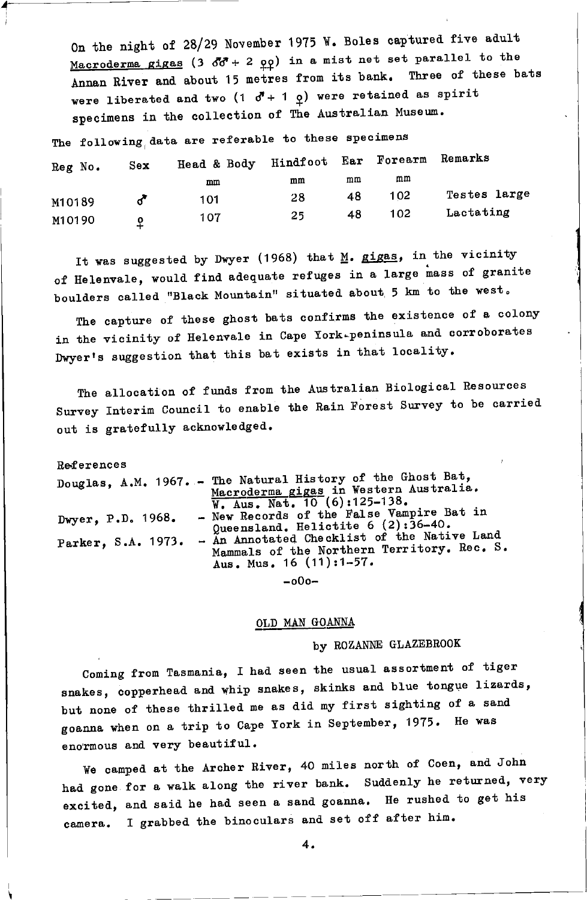On the night of 28/29 November 1975 W. Boles captured five adult *Macroderma gigas* (3 ♂♂ + 2 ♀♀) in a mist net set parallel to the Annan River and about 15 metres from its bank. Three of these bats were liberated and two (1 ♂ + 1 ♀) were retained as spirit specimens in the collection of The Australian Museum.

The following data are referable to these specimens

| Reg No. | Sex | Head & Body mm | Hindfoot mm | Ear mm | Forearm mm | Remarks |
|---|---|---|---|---|---|---|
| M10189 | ♂ | 101 | 28 | 48 | 102 | Testes large |
| M10190 | ♀ | 107 | 25 | 48 | 102 | Lactating |

It was suggested by Dwyer (1968) that *M. gigas*, in the vicinity of Helenvale, would find adequate refuges in a large mass of granite boulders called "Black Mountain" situated about 5 km to the west.

The capture of these ghost bats confirms the existence of a colony in the vicinity of Helenvale in Cape York-peninsula and corroborates Dwyer's suggestion that this bat exists in that locality.

The allocation of funds from the Australian Biological Resources Survey Interim Council to enable the Rain Forest Survey to be carried out is gratefully acknowledged.

References

Douglas, A.M. 1967. - The Natural History of the Ghost Bat, *Macroderma gigas* in Western Australia. W. Aus. Nat. 10 (6):125-138.

Dwyer, P.D. 1968. - New Records of the False Vampire Bat in Queensland. Helictite 6 (2):36-40.

Parker, S.A. 1973. - An Annotated Checklist of the Native Land Mammals of the Northern Territory. Rec. S. Aus. Mus. 16 (11):1-57.

-oOo-

## OLD MAN GOANNA

by ROZANNE GLAZEBROOK

Coming from Tasmania, I had seen the usual assortment of tiger snakes, copperhead and whip snakes, skinks and blue tongue lizards, but none of these thrilled me as did my first sighting of a sand goanna when on a trip to Cape York in September, 1975. He was enormous and very beautiful.

We camped at the Archer River, 40 miles north of Coen, and John had gone for a walk along the river bank. Suddenly he returned, very excited, and said he had seen a sand goanna. He rushed to get his camera. I grabbed the binoculars and set off after him.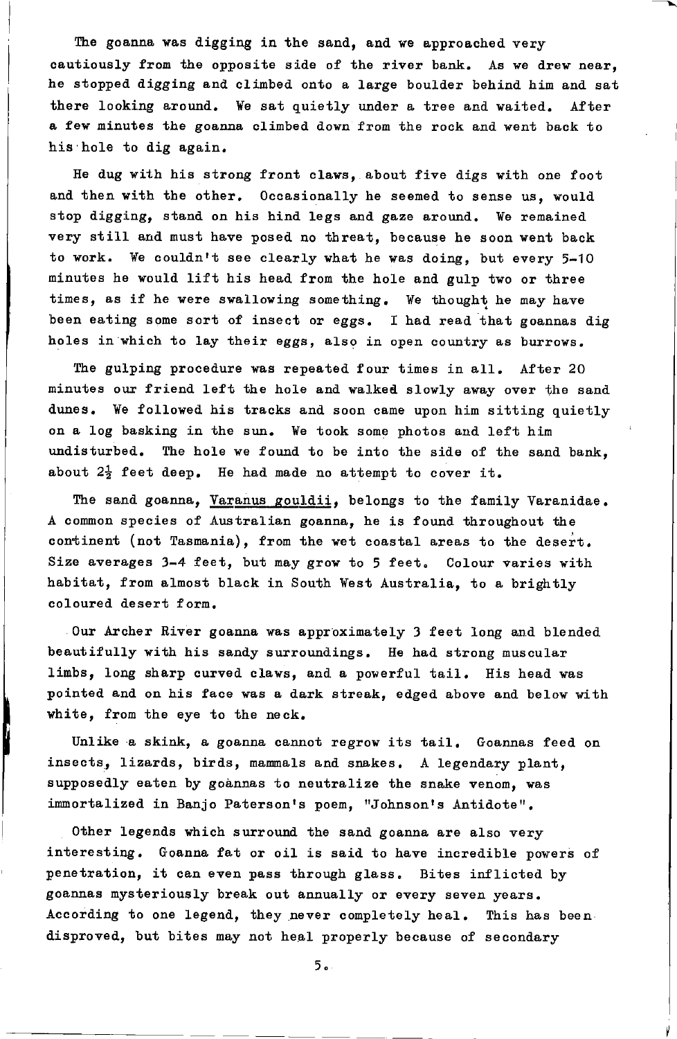The goanna was digging in the sand, and we approached very cautiously from the opposite side of the river bank. As we drew near, he stopped digging and climbed onto a large boulder behind him and sat there looking around. We sat quietly under a tree and waited. After a few minutes the goanna climbed down from the rock and went back to his hole to dig again.

He dug with his strong front claws, about five digs with one foot and then with the other. Occasionally he seemed to sense us, would stop digging, stand on his hind legs and gaze around. We remained very still and must have posed no threat, because he soon went back to work. We couldn't see clearly what he was doing, but every 5-10 minutes he would lift his head from the hole and gulp two or three times, as if he were swallowing something. We thought he may have been eating some sort of insect or eggs. I had read that goannas dig holes in which to lay their eggs, also in open country as burrows.

The gulping procedure was repeated four times in all. After 20 minutes our friend left the hole and walked slowly away over the sand dunes. We followed his tracks and soon came upon him sitting quietly on a log basking in the sun. We took some photos and left him undisturbed. The hole we found to be into the side of the sand bank, about 2½ feet deep. He had made no attempt to cover it.

The sand goanna, <u>Varanus gouldii</u>, belongs to the family Varanidae. A common species of Australian goanna, he is found throughout the continent (not Tasmania), from the wet coastal areas to the desert. Size averages 3-4 feet, but may grow to 5 feet. Colour varies with habitat, from almost black in South West Australia, to a brightly coloured desert form.

Our Archer River goanna was approximately 3 feet long and blended beautifully with his sandy surroundings. He had strong muscular limbs, long sharp curved claws, and a powerful tail. His head was pointed and on his face was a dark streak, edged above and below with white, from the eye to the neck.

Unlike a skink, a goanna cannot regrow its tail. Goannas feed on insects, lizards, birds, mammals and snakes. A legendary plant, supposedly eaten by goannas to neutralize the snake venom, was immortalized in Banjo Paterson's poem, "Johnson's Antidote".

Other legends which surround the sand goanna are also very interesting. Goanna fat or oil is said to have incredible powers of penetration, it can even pass through glass. Bites inflicted by goannas mysteriously break out annually or every seven years. According to one legend, they never completely heal. This has been disproved, but bites may not heal properly because of secondary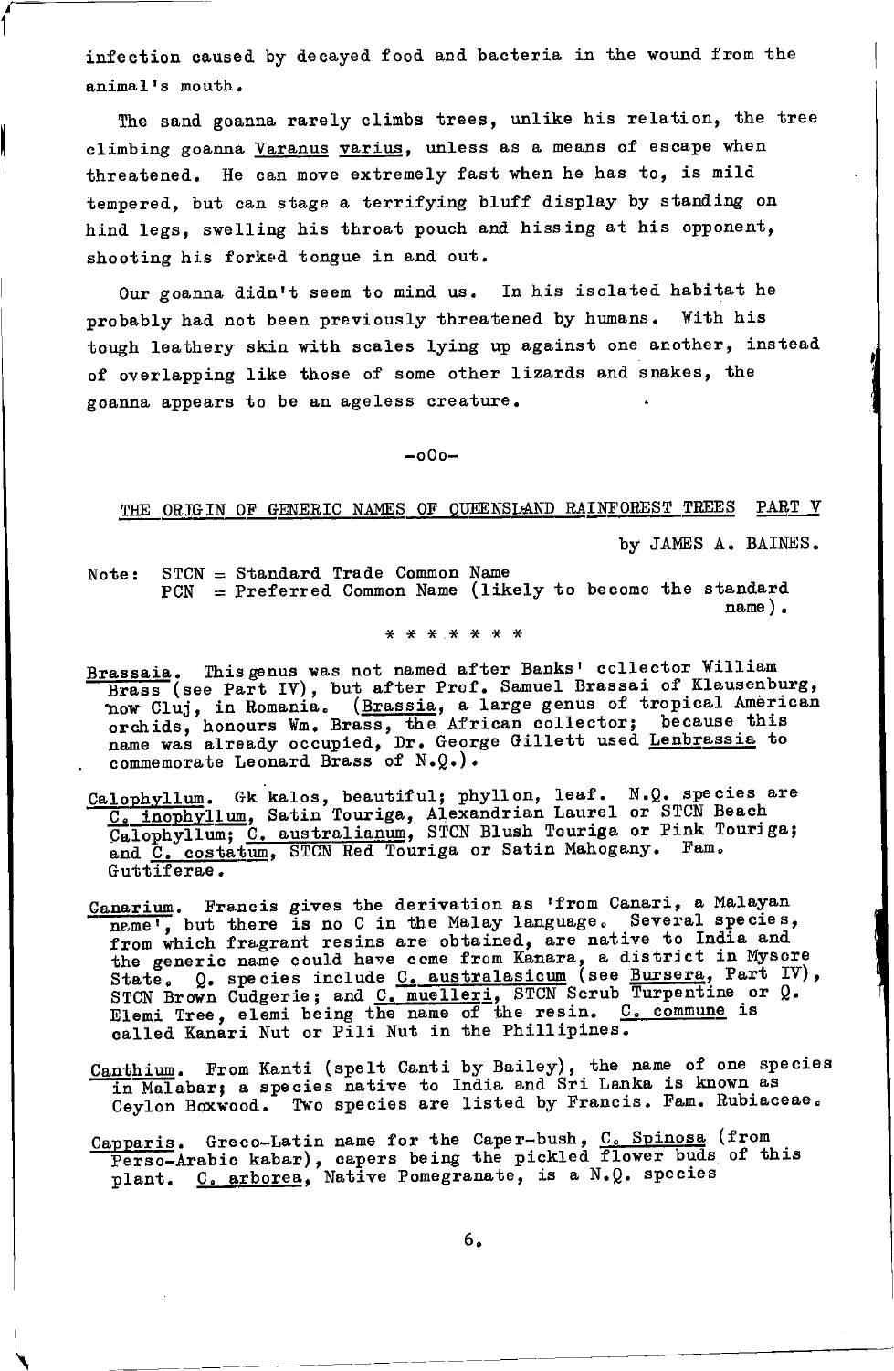infection caused by decayed food and bacteria in the wound from the animal's mouth.

The sand goanna rarely climbs trees, unlike his relation, the tree climbing goanna *Varanus varius*, unless as a means of escape when threatened. He can move extremely fast when he has to, is mild tempered, but can stage a terrifying bluff display by standing on hind legs, swelling his throat pouch and hissing at his opponent, shooting his forked tongue in and out.

Our goanna didn't seem to mind us. In his isolated habitat he probably had not been previously threatened by humans. With his tough leathery skin with scales lying up against one another, instead of overlapping like those of some other lizards and snakes, the goanna appears to be an ageless creature.

-oOo-

## THE ORIGIN OF GENERIC NAMES OF QUEENSLAND RAINFOREST TREES PART V

by JAMES A. BAINES.

Note: STCN = Standard Trade Common Name
PCN = Preferred Common Name (likely to become the standard name).

\* \* \* \* \* \* \*

*Brassaia*. This genus was not named after Banks' collector William Brass (see Part IV), but after Prof. Samuel Brassai of Klausenburg, now Cluj, in Romania. (*Brassia*, a large genus of tropical American orchids, honours Wm. Brass, the African collector; because this name was already occupied, Dr. George Gillett used *Lenbrassia* to commemorate Leonard Brass of N.Q.).

*Calophyllum*. Gk kalos, beautiful; phyllon, leaf. N.Q. species are *C. inophyllum*, Satin Touriga, Alexandrian Laurel or STCN Beach Calophyllum; *C. australianum*, STCN Blush Touriga or Pink Touriga; and *C. costatum*, STCN Red Touriga or Satin Mahogany. Fam. Guttiferae.

*Canarium*. Francis gives the derivation as 'from Canari, a Malayan name', but there is no C in the Malay language. Several species, from which fragrant resins are obtained, are native to India and the generic name could have come from Kanara, a district in Mysore State. Q. species include *C. australasicum* (see *Bursera*, Part IV), STCN Brown Cudgerie; and *C. muelleri*, STCN Scrub Turpentine or Q. Elemi Tree, elemi being the name of the resin. *C. commune* is called Kanari Nut or Pili Nut in the Phillipines.

*Canthium*. From Kanti (spelt Canti by Bailey), the name of one species in Malabar; a species native to India and Sri Lanka is known as Ceylon Boxwood. Two species are listed by Francis. Fam. Rubiaceae.

*Capparis*. Greco-Latin name for the Caper-bush, *C. Spinosa* (from Perso-Arabic kabar), capers being the pickled flower buds of this plant. *C. arborea*, Native Pomegranate, is a N.Q. species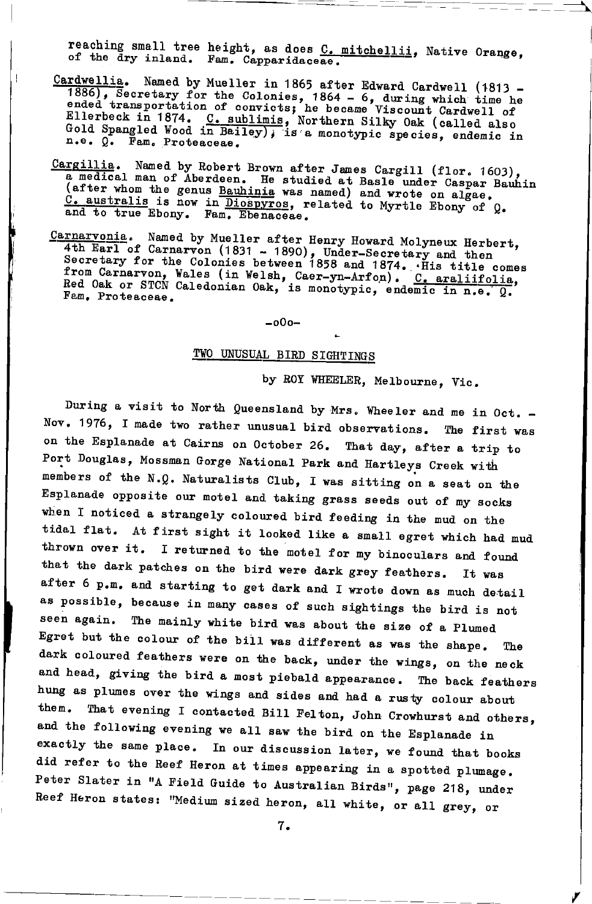reaching small tree height, as does C. mitchellii, Native Orange, of the dry inland. Fam. Capparidaceae.

Cardwellia. Named by Mueller in 1865 after Edward Cardwell (1813 - 1886), Secretary for the Colonies, 1864 - 6, during which time he ended transportation of convicts; he became Viscount Cardwell of Ellerbeck in 1874. C. sublimis, Northern Silky Oak (called also Gold Spangled Wood in Bailey), is a monotypic species, endemic in n.e. Q. Fam. Proteaceae.

Cargillia. Named by Robert Brown after James Cargill (flor. 1603), a medical man of Aberdeen. He studied at Basle under Caspar Bauhin (after whom the genus Bauhinia was named) and wrote on algae. C. australis is now in Diospyros, related to Myrtle Ebony of Q. and to true Ebony. Fam. Ebenaceae.

Carnarvonia. Named by Mueller after Henry Howard Molyneux Herbert, 4th Earl of Carnarvon (1831 - 1890), Under-Secretary and then Secretary for the Colonies between 1858 and 1874. His title comes from Carnarvon, Wales (in Welsh, Caer-yn-Arfon). C. araliifolia, Red Oak or STCN Caledonian Oak, is monotypic, endemic in n.e. Q. Fam. Proteaceae.

-oOo-

## TWO UNUSUAL BIRD SIGHTINGS

by ROY WHEELER, Melbourne, Vic.

During a visit to North Queensland by Mrs. Wheeler and me in Oct. - Nov. 1976, I made two rather unusual bird observations. The first was on the Esplanade at Cairns on October 26. That day, after a trip to Port Douglas, Mossman Gorge National Park and Hartleys Creek with members of the N.Q. Naturalists Club, I was sitting on a seat on the Esplanade opposite our motel and taking grass seeds out of my socks when I noticed a strangely coloured bird feeding in the mud on the tidal flat. At first sight it looked like a small egret which had mud thrown over it. I returned to the motel for my binoculars and found that the dark patches on the bird were dark grey feathers. It was after 6 p.m. and starting to get dark and I wrote down as much detail as possible, because in many cases of such sightings the bird is not seen again. The mainly white bird was about the size of a Plumed Egret but the colour of the bill was different as was the shape. The dark coloured feathers were on the back, under the wings, on the neck and head, giving the bird a most piebald appearance. The back feathers hung as plumes over the wings and sides and had a rusty colour about them. That evening I contacted Bill Felton, John Crowhurst and others, and the following evening we all saw the bird on the Esplanade in exactly the same place. In our discussion later, we found that books did refer to the Reef Heron at times appearing in a spotted plumage. Peter Slater in "A Field Guide to Australian Birds", page 218, under Reef Heron states: "Medium sized heron, all white, or all grey, or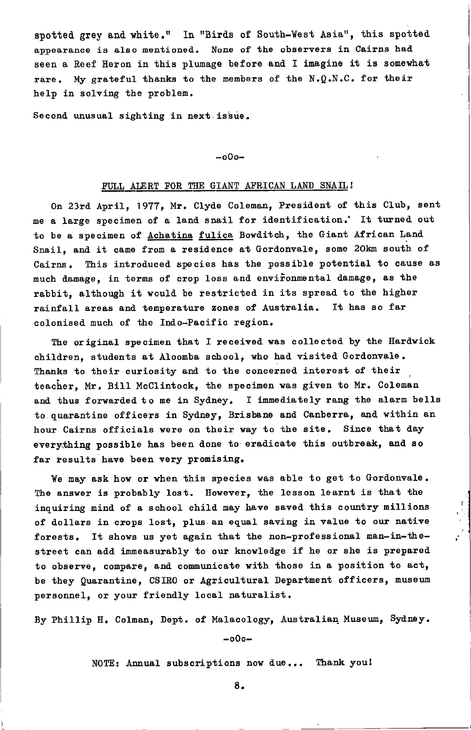spotted grey and white." In "Birds of South-West Asia", this spotted appearance is also mentioned. None of the observers in Cairns had seen a Reef Heron in this plumage before and I imagine it is somewhat rare. My grateful thanks to the members of the N.Q.N.C. for their help in solving the problem.

Second unusual sighting in next issue.

-oOo-

## FULL ALERT FOR THE GIANT AFRICAN LAND SNAIL!

On 23rd April, 1977, Mr. Clyde Coleman, President of this Club, sent me a large specimen of a land snail for identification. It turned out to be a specimen of *Achatina fulica* Bowditch, the Giant African Land Snail, and it came from a residence at Gordonvale, some 20km south of Cairns. This introduced species has the possible potential to cause as much damage, in terms of crop loss and environmental damage, as the rabbit, although it would be restricted in its spread to the higher rainfall areas and temperature zones of Australia. It has so far colonised much of the Indo-Pacific region.

The original specimen that I received was collected by the Hardwick children, students at Aloomba school, who had visited Gordonvale. Thanks to their curiosity and to the concerned interest of their teacher, Mr. Bill McClintock, the specimen was given to Mr. Coleman and thus forwarded to me in Sydney. I immediately rang the alarm bells to quarantine officers in Sydney, Brisbane and Canberra, and within an hour Cairns officials were on their way to the site. Since that day everything possible has been done to eradicate this outbreak, and so far results have been very promising.

We may ask how or when this species was able to get to Gordonvale. The answer is probably lost. However, the lesson learnt is that the inquiring mind of a school child may have saved this country millions of dollars in crops lost, plus an equal saving in value to our native forests. It shows us yet again that the non-professional man-in-the-street can add immeasurably to our knowledge if he or she is prepared to observe, compare, and communicate with those in a position to act, be they Quarantine, CSIRO or Agricultural Department officers, museum personnel, or your friendly local naturalist.

By Phillip H. Colman, Dept. of Malacology, Australian Museum, Sydney.

-oOo-

NOTE: Annual subscriptions now due... Thank you!